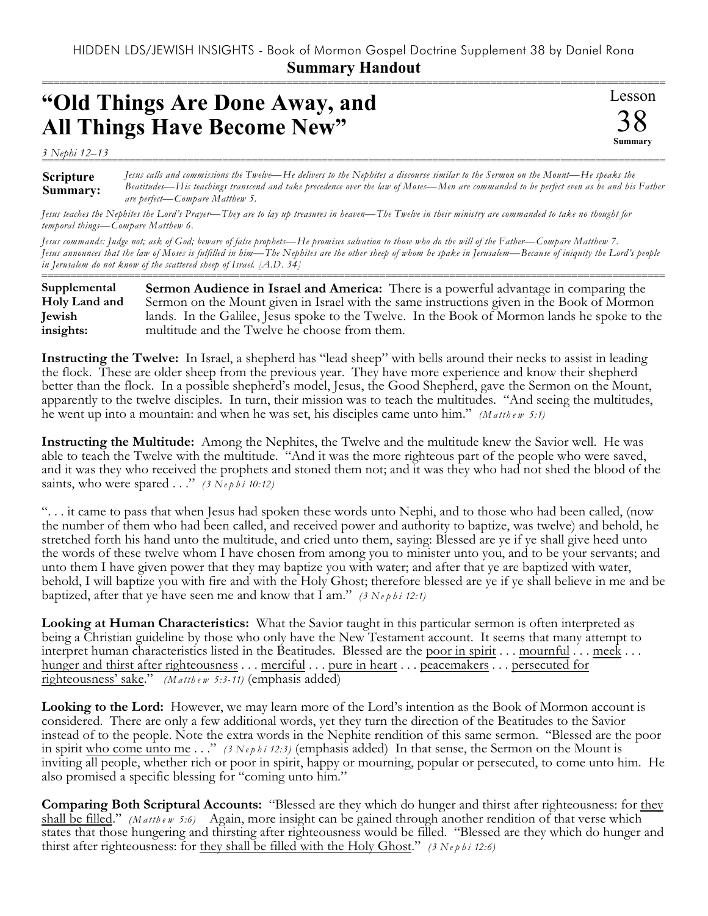HIDDEN LDS/JEWISH INSIGHTS - Book of Mormon Gospel Doctrine Supplement 38 by Daniel Rona

**Summary Handout**

# "Old Things Are Done Away, and All Things Have Become New"

Lesson 38 Summary

*3 Nephi 12–13*

**Scripture Summary:** *Jesus calls and commissions the Twelve—He delivers to the Nephites a discourse similar to the Sermon on the Mount—He speaks the Beatitudes—His teachings transcend and take precedence over the law of Moses—Men are commanded to be perfect even as he and his Father are perfect—Compare Matthew 5.*

*Jesus teaches the Nephites the Lord's Prayer—They are to lay up treasures in heaven—The Twelve in their ministry are commanded to take no thought for temporal things—Compare Matthew 6.*

*Jesus commands: Judge not; ask of God; beware of false prophets—He promises salvation to those who do the will of the Father—Compare Matthew 7. Jesus announces that the law of Moses is fulfilled in him—The Nephites are the other sheep of whom he spake in Jerusalem—Because of iniquity the Lord's people in Jerusalem do not know of the scattered sheep of Israel. [A.D. 34]*

**Supplemental Holy Land and Jewish insights:** **Sermon Audience in Israel and America:** There is a powerful advantage in comparing the Sermon on the Mount given in Israel with the same instructions given in the Book of Mormon lands. In the Galilee, Jesus spoke to the Twelve. In the Book of Mormon lands he spoke to the multitude and the Twelve he choose from them.

**Instructing the Twelve:** In Israel, a shepherd has "lead sheep" with bells around their necks to assist in leading the flock. These are older sheep from the previous year. They have more experience and know their shepherd better than the flock. In a possible shepherd's model, Jesus, the Good Shepherd, gave the Sermon on the Mount, apparently to the twelve disciples. In turn, their mission was to teach the multitudes. "And seeing the multitudes, he went up into a mountain: and when he was set, his disciples came unto him." *(Matthew 5:1)*

**Instructing the Multitude:** Among the Nephites, the Twelve and the multitude knew the Savior well. He was able to teach the Twelve with the multitude. "And it was the more righteous part of the people who were saved, and it was they who received the prophets and stoned them not; and it was they who had not shed the blood of the saints, who were spared . . ." *(3 Nephi 10:12)*

". . . it came to pass that when Jesus had spoken these words unto Nephi, and to those who had been called, (now the number of them who had been called, and received power and authority to baptize, was twelve) and behold, he stretched forth his hand unto the multitude, and cried unto them, saying: Blessed are ye if ye shall give heed unto the words of these twelve whom I have chosen from among you to minister unto you, and to be your servants; and unto them I have given power that they may baptize you with water; and after that ye are baptized with water, behold, I will baptize you with fire and with the Holy Ghost; therefore blessed are ye if ye shall believe in me and be baptized, after that ye have seen me and know that I am." *(3 Nephi 12:1)*

**Looking at Human Characteristics:** What the Savior taught in this particular sermon is often interpreted as being a Christian guideline by those who only have the New Testament account. It seems that many attempt to interpret human characteristics listed in the Beatitudes. Blessed are the <u>poor in spirit</u> . . . <u>mournful</u> . . . <u>meek</u> . . . <u>hunger and thirst after righteousness</u> . . . <u>merciful</u> . . . <u>pure in heart</u> . . . <u>peacemakers</u> . . . <u>persecuted for righteousness' sake</u>." *(Matthew 5:3-11)* (emphasis added)

**Looking to the Lord:** However, we may learn more of the Lord's intention as the Book of Mormon account is considered. There are only a few additional words, yet they turn the direction of the Beatitudes to the Savior instead of to the people. Note the extra words in the Nephite rendition of this same sermon. "Blessed are the poor in spirit <u>who come unto me</u> . . ." *(3 Nephi 12:3)* (emphasis added) In that sense, the Sermon on the Mount is inviting all people, whether rich or poor in spirit, happy or mourning, popular or persecuted, to come unto him. He also promised a specific blessing for "coming unto him."

**Comparing Both Scriptural Accounts:** "Blessed are they which do hunger and thirst after righteousness: for <u>they shall be filled</u>." *(Matthew 5:6)* Again, more insight can be gained through another rendition of that verse which states that those hungering and thirsting after righteousness would be filled. "Blessed are they which do hunger and thirst after righteousness: for <u>they shall be filled with the Holy Ghost</u>." *(3 Nephi 12:6)*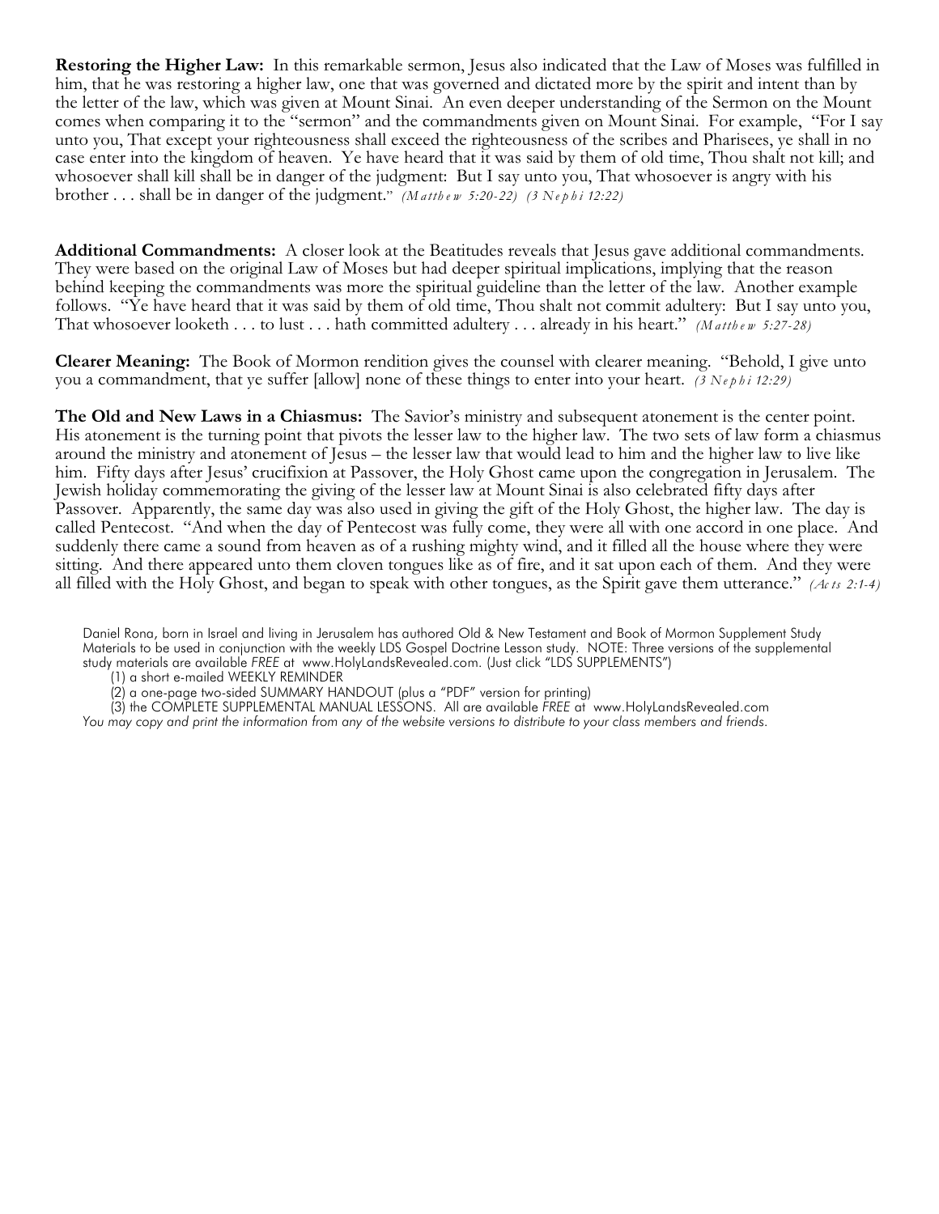**Restoring the Higher Law:** In this remarkable sermon, Jesus also indicated that the Law of Moses was fulfilled in him, that he was restoring a higher law, one that was governed and dictated more by the spirit and intent than by the letter of the law, which was given at Mount Sinai. An even deeper understanding of the Sermon on the Mount comes when comparing it to the "sermon" and the commandments given on Mount Sinai. For example, "For I say unto you, That except your righteousness shall exceed the righteousness of the scribes and Pharisees, ye shall in no case enter into the kingdom of heaven. Ye have heard that it was said by them of old time, Thou shalt not kill; and whosoever shall kill shall be in danger of the judgment: But I say unto you, That whosoever is angry with his brother . . . shall be in danger of the judgment." *(Matthew 5:20-22) (3 Nephi 12:22)*

**Additional Commandments:** A closer look at the Beatitudes reveals that Jesus gave additional commandments. They were based on the original Law of Moses but had deeper spiritual implications, implying that the reason behind keeping the commandments was more the spiritual guideline than the letter of the law. Another example follows. "Ye have heard that it was said by them of old time, Thou shalt not commit adultery: But I say unto you, That whosoever looketh . . . to lust . . . hath committed adultery . . . already in his heart." *(Matthew 5:27-28)*

**Clearer Meaning:** The Book of Mormon rendition gives the counsel with clearer meaning. "Behold, I give unto you a commandment, that ye suffer [allow] none of these things to enter into your heart. *(3 Nephi 12:29)*

**The Old and New Laws in a Chiasmus:** The Savior's ministry and subsequent atonement is the center point. His atonement is the turning point that pivots the lesser law to the higher law. The two sets of law form a chiasmus around the ministry and atonement of Jesus – the lesser law that would lead to him and the higher law to live like him. Fifty days after Jesus' crucifixion at Passover, the Holy Ghost came upon the congregation in Jerusalem. The Jewish holiday commemorating the giving of the lesser law at Mount Sinai is also celebrated fifty days after Passover. Apparently, the same day was also used in giving the gift of the Holy Ghost, the higher law. The day is called Pentecost. "And when the day of Pentecost was fully come, they were all with one accord in one place. And suddenly there came a sound from heaven as of a rushing mighty wind, and it filled all the house where they were sitting. And there appeared unto them cloven tongues like as of fire, and it sat upon each of them. And they were all filled with the Holy Ghost, and began to speak with other tongues, as the Spirit gave them utterance." *(Acts 2:1-4)*

Daniel Rona, born in Israel and living in Jerusalem has authored Old & New Testament and Book of Mormon Supplement Study Materials to be used in conjunction with the weekly LDS Gospel Doctrine Lesson study. NOTE: Three versions of the supplemental study materials are available *FREE* at www.HolyLandsRevealed.com. (Just click "LDS SUPPLEMENTS")

(1) a short e-mailed WEEKLY REMINDER
(2) a one-page two-sided SUMMARY HANDOUT (plus a "PDF" version for printing)
(3) the COMPLETE SUPPLEMENTAL MANUAL LESSONS. All are available *FREE* at www.HolyLandsRevealed.com

*You may copy and print the information from any of the website versions to distribute to your class members and friends.*